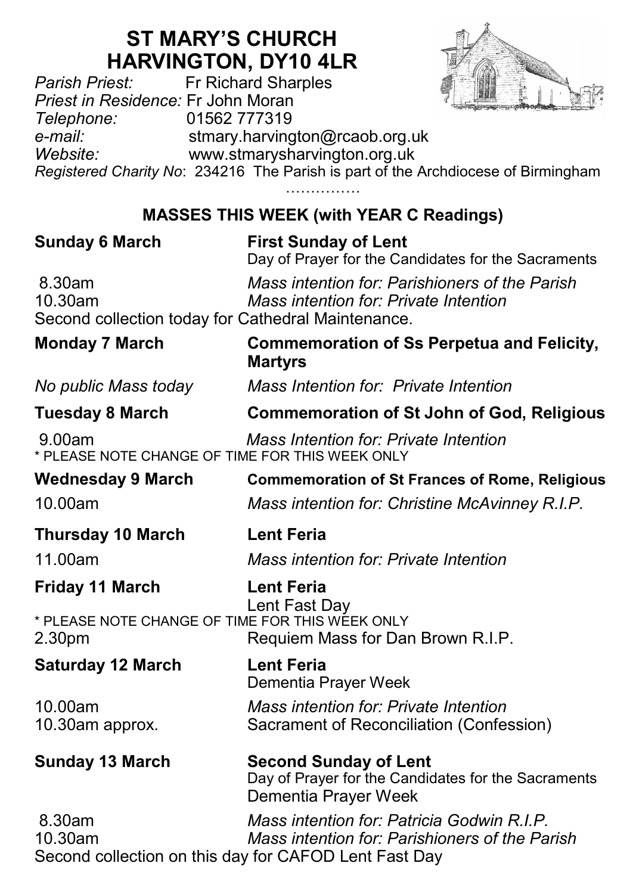# ST MARY'S CHURCH
# HARVINGTON, DY10 4LR

*Parish Priest:* Fr Richard Sharples
*Priest in Residence:* Fr John Moran
*Telephone:* 01562 777319
*e-mail:* stmary.harvington@rcaob.org.uk
*Website:* www.stmarysharvington.org.uk
*Registered Charity No*: 234216 The Parish is part of the Archdiocese of Birmingham

……………

## MASSES THIS WEEK (with YEAR C Readings)

**Sunday 6 March** — **First Sunday of Lent**
Day of Prayer for the Candidates for the Sacraments

8.30am — *Mass intention for: Parishioners of the Parish*
10.30am — *Mass intention for: Private Intention*
Second collection today for Cathedral Maintenance.

**Monday 7 March** — **Commemoration of Ss Perpetua and Felicity, Martyrs**

*No public Mass today* — *Mass Intention for: Private Intention*

**Tuesday 8 March** — **Commemoration of St John of God, Religious**

9.00am — *Mass Intention for: Private Intention*
\* PLEASE NOTE CHANGE OF TIME FOR THIS WEEK ONLY

**Wednesday 9 March** — **Commemoration of St Frances of Rome, Religious**

10.00am — *Mass intention for: Christine McAvinney R.I.P.*

**Thursday 10 March** — **Lent Feria**

11.00am — *Mass intention for: Private Intention*

**Friday 11 March** — **Lent Feria**
Lent Fast Day
\* PLEASE NOTE CHANGE OF TIME FOR THIS WEEK ONLY
2.30pm — Requiem Mass for Dan Brown R.I.P.

**Saturday 12 March** — **Lent Feria**
Dementia Prayer Week

10.00am — *Mass intention for: Private Intention*
10.30am approx. — Sacrament of Reconciliation (Confession)

**Sunday 13 March** — **Second Sunday of Lent**
Day of Prayer for the Candidates for the Sacraments
Dementia Prayer Week

8.30am — *Mass intention for: Patricia Godwin R.I.P.*
10.30am — *Mass intention for: Parishioners of the Parish*
Second collection on this day for CAFOD Lent Fast Day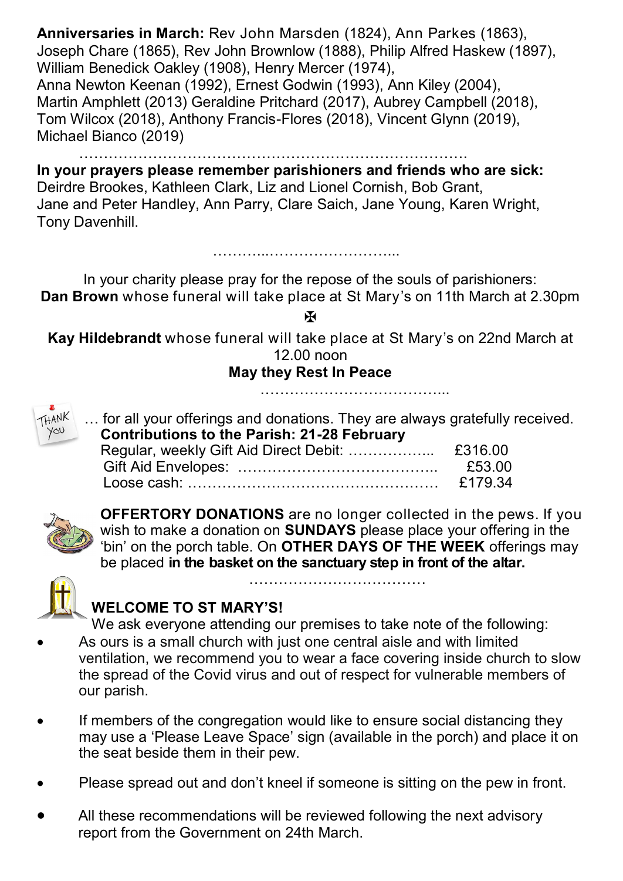**Anniversaries in March:** Rev John Marsden (1824), Ann Parkes (1863), Joseph Chare (1865), Rev John Brownlow (1888), Philip Alfred Haskew (1897), William Benedick Oakley (1908), Henry Mercer (1974), Anna Newton Keenan (1992), Ernest Godwin (1993), Ann Kiley (2004), Martin Amphlett (2013) Geraldine Pritchard (2017), Aubrey Campbell (2018), Tom Wilcox (2018), Anthony Francis-Flores (2018), Vincent Glynn (2019), Michael Bianco (2019)

…………………………………………………………………….

**In your prayers please remember parishioners and friends who are sick:** Deirdre Brookes, Kathleen Clark, Liz and Lionel Cornish, Bob Grant, Jane and Peter Handley, Ann Parry, Clare Saich, Jane Young, Karen Wright, Tony Davenhill.

………..……………………...

In your charity please pray for the repose of the souls of parishioners:

**Dan Brown** whose funeral will take place at St Mary's on 11th March at 2.30pm

✠

**Kay Hildebrandt** whose funeral will take place at St Mary's on 22nd March at 12.00 noon

**May they Rest In Peace**

………………………………...

THANK YOU … for all your offerings and donations. They are always gratefully received.

**Contributions to the Parish: 21-28 February**

| | |
|---|---|
| Regular, weekly Gift Aid Direct Debit: …………….. | £316.00 |
| Gift Aid Envelopes: ………………………………….. | £53.00 |
| Loose cash: …………………………………………… | £179.34 |

**OFFERTORY DONATIONS** are no longer collected in the pews. If you wish to make a donation on **SUNDAYS** please place your offering in the 'bin' on the porch table. On **OTHER DAYS OF THE WEEK** offerings may be placed **in the basket on the sanctuary step in front of the altar.**

………………………………

**WELCOME TO ST MARY'S!**

We ask everyone attending our premises to take note of the following:

- As ours is a small church with just one central aisle and with limited ventilation, we recommend you to wear a face covering inside church to slow the spread of the Covid virus and out of respect for vulnerable members of our parish.
- If members of the congregation would like to ensure social distancing they may use a 'Please Leave Space' sign (available in the porch) and place it on the seat beside them in their pew.
- Please spread out and don't kneel if someone is sitting on the pew in front.
- All these recommendations will be reviewed following the next advisory report from the Government on 24th March.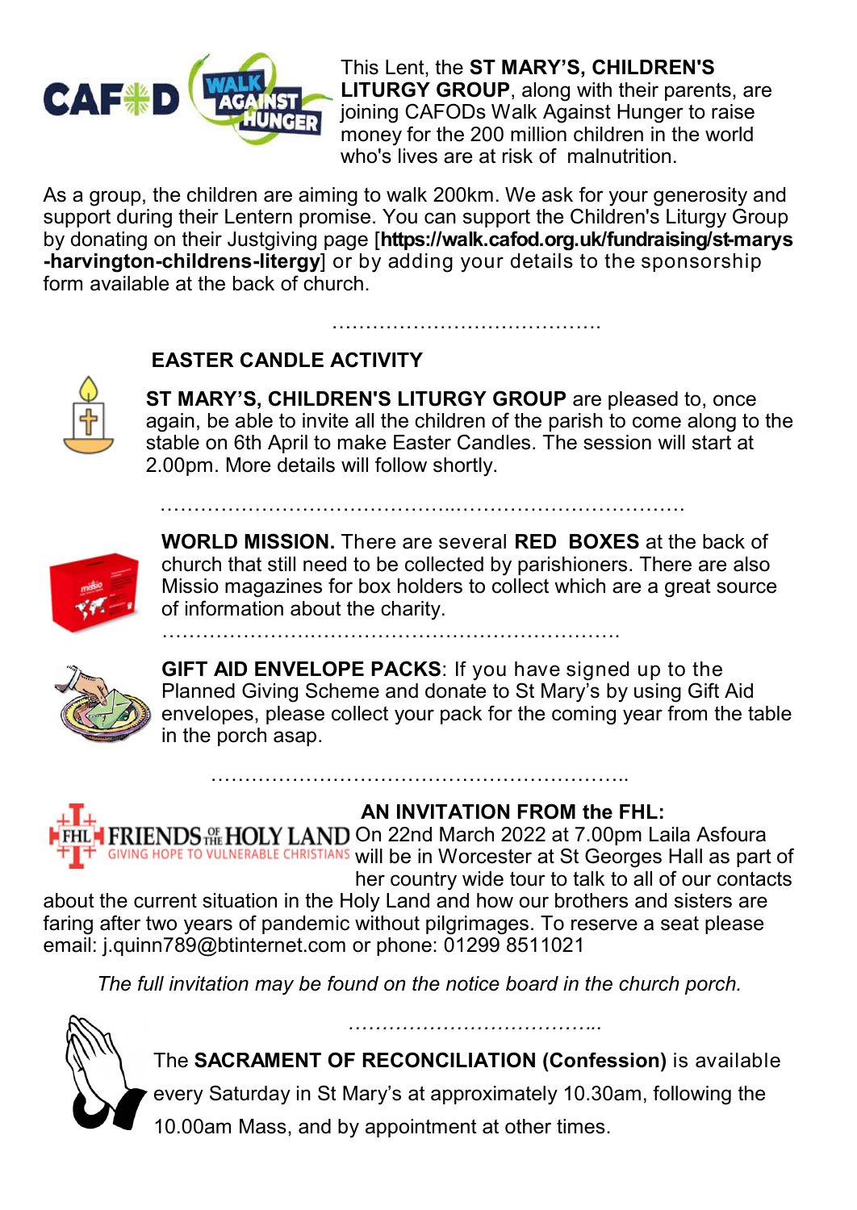This Lent, the **ST MARY'S, CHILDREN'S LITURGY GROUP**, along with their parents, are joining CAFODs Walk Against Hunger to raise money for the 200 million children in the world who's lives are at risk of malnutrition.

As a group, the children are aiming to walk 200km. We ask for your generosity and support during their Lentern promise. You can support the Children's Liturgy Group by donating on their Justgiving page [**https://walk.cafod.org.uk/fundraising/st-marys-harvington-childrens-litergy**] or by adding your details to the sponsorship form available at the back of church.

…………………………………..

## EASTER CANDLE ACTIVITY

**ST MARY'S, CHILDREN'S LITURGY GROUP** are pleased to, once again, be able to invite all the children of the parish to come along to the stable on 6th April to make Easter Candles. The session will start at 2.00pm. More details will follow shortly.

……………………………………..……………………………

**WORLD MISSION.** There are several **RED BOXES** at the back of church that still need to be collected by parishioners. There are also Missio magazines for box holders to collect which are a great source of information about the charity.

………………….…………………………………………

**GIFT AID ENVELOPE PACKS**: If you have signed up to the Planned Giving Scheme and donate to St Mary's by using Gift Aid envelopes, please collect your pack for the coming year from the table in the porch asap.

……………………………………………………..

## AN INVITATION FROM the FHL:

On 22nd March 2022 at 7.00pm Laila Asfoura will be in Worcester at St Georges Hall as part of her country wide tour to talk to all of our contacts about the current situation in the Holy Land and how our brothers and sisters are faring after two years of pandemic without pilgrimages. To reserve a seat please email: j.quinn789@btinternet.com or phone: 01299 8511021

*The full invitation may be found on the notice board in the church porch.*

………………………………...

The **SACRAMENT OF RECONCILIATION (Confession)** is available every Saturday in St Mary's at approximately 10.30am, following the 10.00am Mass, and by appointment at other times.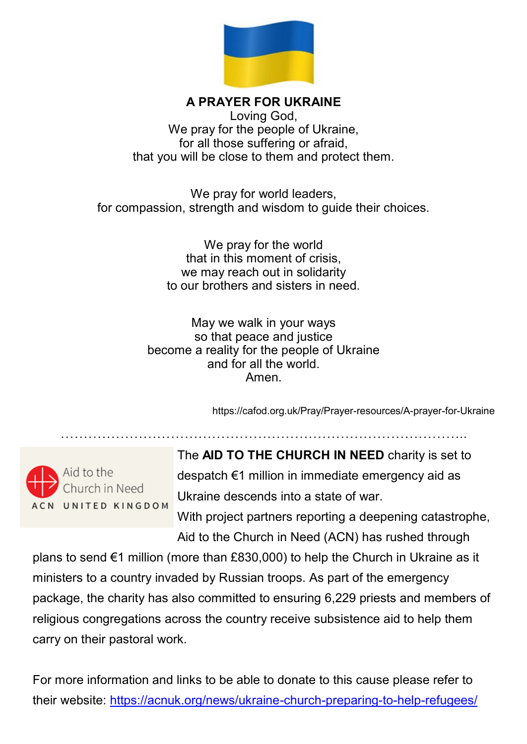**A PRAYER FOR UKRAINE**

Loving God,
We pray for the people of Ukraine,
for all those suffering or afraid,
that you will be close to them and protect them.

We pray for world leaders,
for compassion, strength and wisdom to guide their choices.

We pray for the world
that in this moment of crisis,
we may reach out in solidarity
to our brothers and sisters in need.

May we walk in your ways
so that peace and justice
become a reality for the people of Ukraine
and for all the world.
Amen.

https://cafod.org.uk/Pray/Prayer-resources/A-prayer-for-Ukraine

---

Aid to the Church in Need
ACN UNITED KINGDOM

The **AID TO THE CHURCH IN NEED** charity is set to despatch €1 million in immediate emergency aid as Ukraine descends into a state of war.
With project partners reporting a deepening catastrophe, Aid to the Church in Need (ACN) has rushed through plans to send €1 million (more than £830,000) to help the Church in Ukraine as it ministers to a country invaded by Russian troops. As part of the emergency package, the charity has also committed to ensuring 6,229 priests and members of religious congregations across the country receive subsistence aid to help them carry on their pastoral work.

For more information and links to be able to donate to this cause please refer to their website: https://acnuk.org/news/ukraine-church-preparing-to-help-refugees/